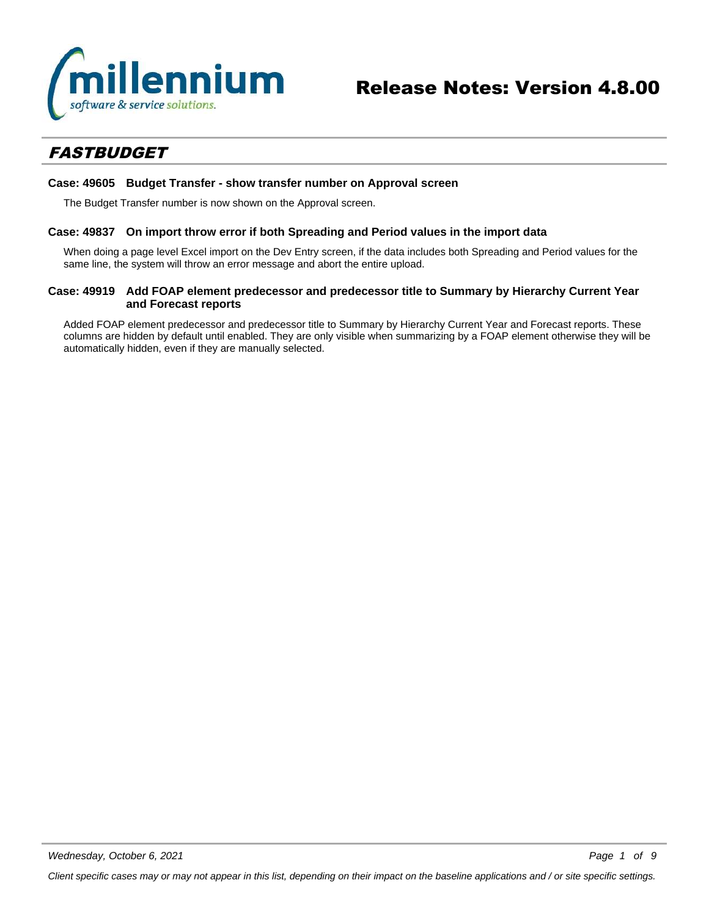# Release Notes: Version 4.8.00

## FASTBUDGET

### Case: 49605 Budget Transfer - show transfer number on Approval screen

The Budget Transfer number is now shown on the Approval screen.

### Case: 49837 On import throw error if both Spreading and Period values in the import data

When doing a page level Excel import on the Dev Entry screen, if the data includes both Spreading and Period values for the same line, the system will throw an error message and abort the entire upload.

### Case: 49919 Add FOAP element predecessor and predecessor title to Summary by Hierarchy Current Year and Forecast reports

Added FOAP element predecessor and predecessor title to Summary by Hierarchy Current Year and Forecast reports. These columns are hidden by default until enabled. They are only visible when summarizing by a FOAP element otherwise they will be automatically hidden, even if they are manually selected.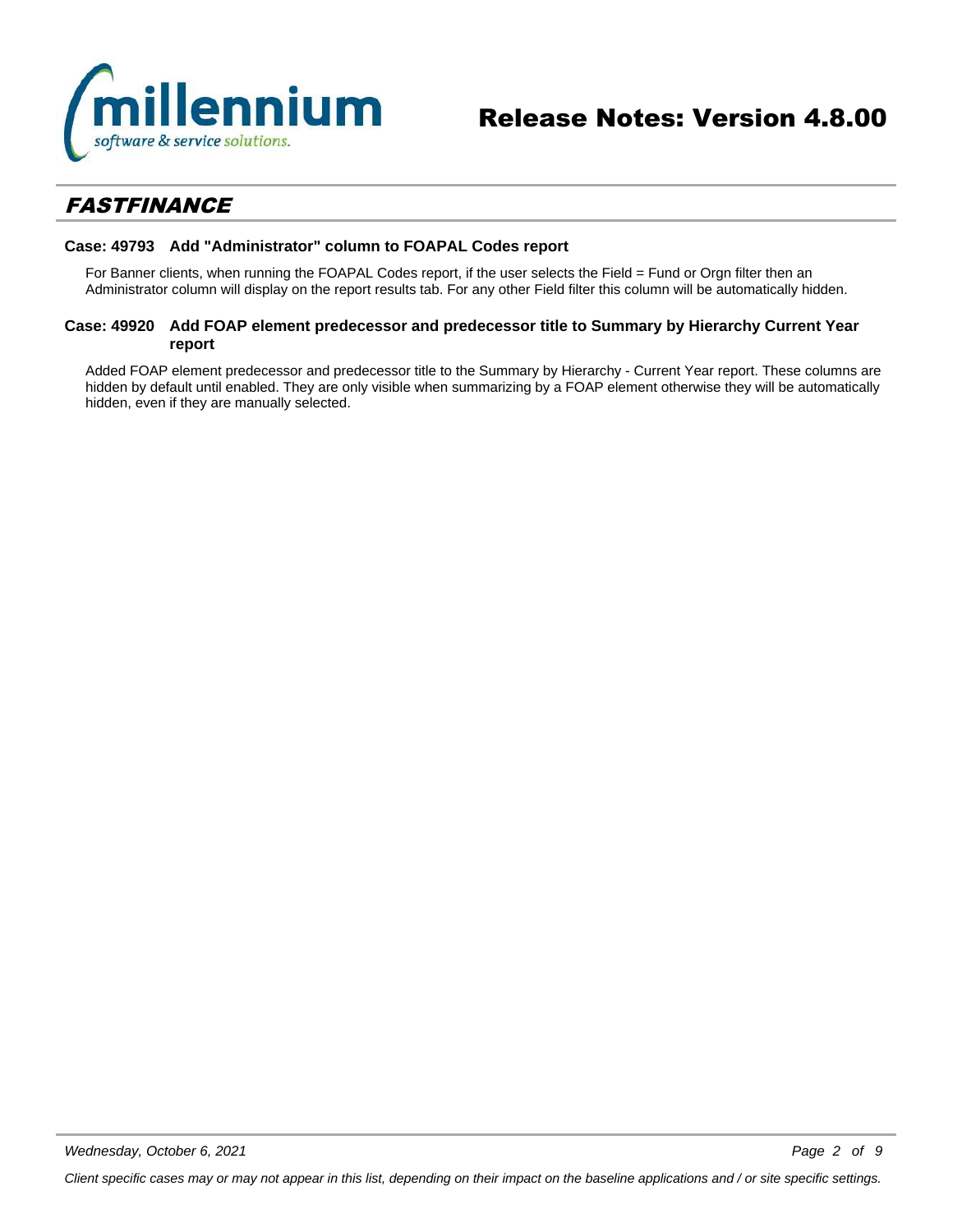## *FASTFINANCE*

### Case: 49793 Add "Administrator" column to FOAPAL Codes report

For Banner clients, when running the FOAPAL Codes report, if the user selects the Field = Fund or Orgn filter then an Administrator column will display on the report results tab. For any other Field filter this column will be automatically hidden.

### Case: 49920 Add FOAP element predecessor and predecessor title to Summary by Hierarchy Current Year report

Added FOAP element predecessor and predecessor title to the Summary by Hierarchy - Current Year report. These columns are hidden by default until enabled. They are only visible when summarizing by a FOAP element otherwise they will be automatically hidden, even if they are manually selected.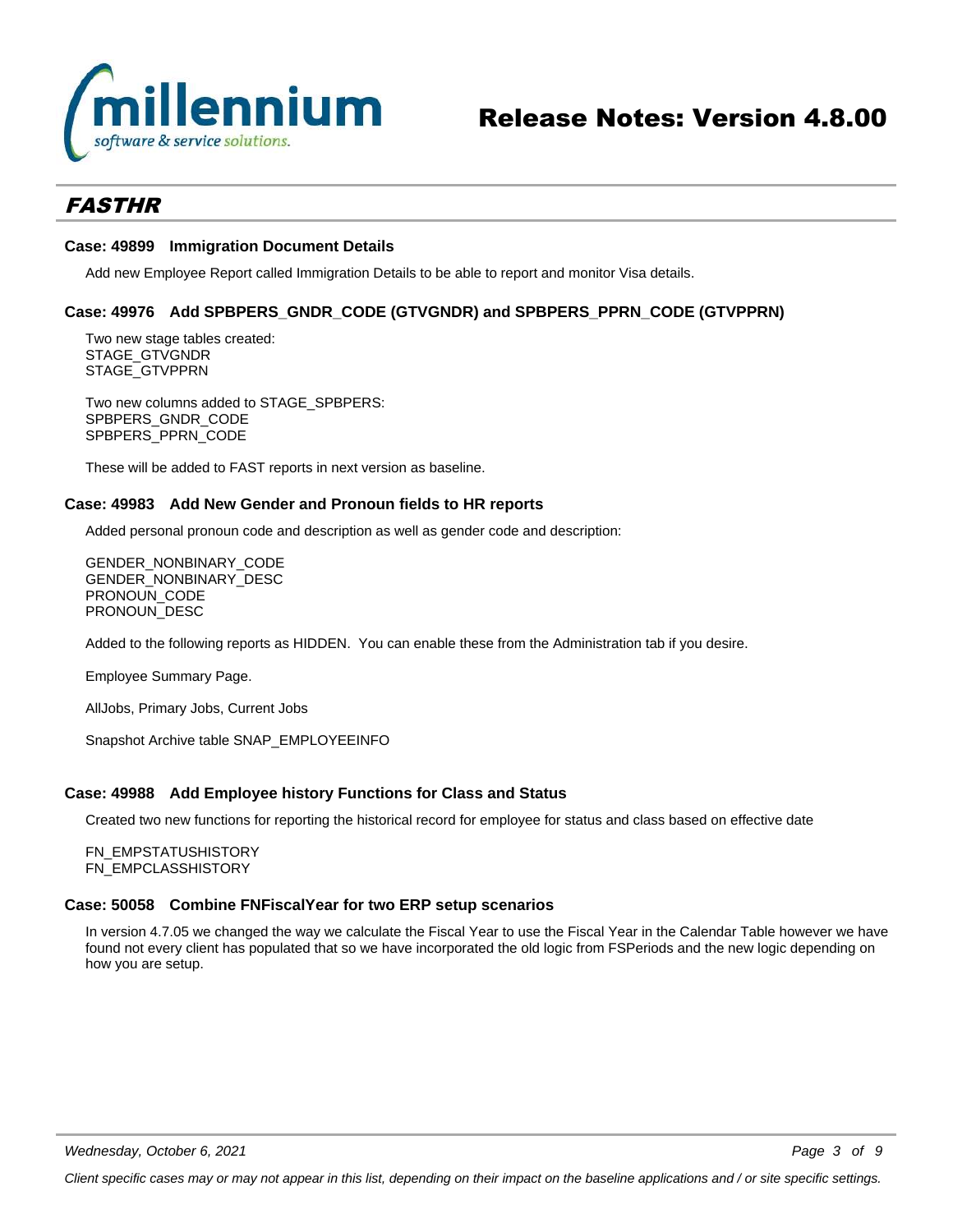## FASTHR

### Case: 49899 Immigration Document Details

Add new Employee Report called Immigration Details to be able to report and monitor Visa details.

### Case: 49976 Add SPBPERS_GNDR_CODE (GTVGNDR) and SPBPERS_PPRN_CODE (GTVPPRN)

Two new stage tables created:
STAGE_GTVGNDR
STAGE_GTVPPRN

Two new columns added to STAGE_SPBPERS:
SPBPERS_GNDR_CODE
SPBPERS_PPRN_CODE

These will be added to FAST reports in next version as baseline.

### Case: 49983 Add New Gender and Pronoun fields to HR reports

Added personal pronoun code and description as well as gender code and description:

GENDER_NONBINARY_CODE
GENDER_NONBINARY_DESC
PRONOUN_CODE
PRONOUN_DESC

Added to the following reports as HIDDEN. You can enable these from the Administration tab if you desire.

Employee Summary Page.

AllJobs, Primary Jobs, Current Jobs

Snapshot Archive table SNAP_EMPLOYEEINFO

### Case: 49988 Add Employee history Functions for Class and Status

Created two new functions for reporting the historical record for employee for status and class based on effective date

FN_EMPSTATUSHISTORY
FN_EMPCLASSHISTORY

### Case: 50058 Combine FNFiscalYear for two ERP setup scenarios

In version 4.7.05 we changed the way we calculate the Fiscal Year to use the Fiscal Year in the Calendar Table however we have found not every client has populated that so we have incorporated the old logic from FSPeriods and the new logic depending on how you are setup.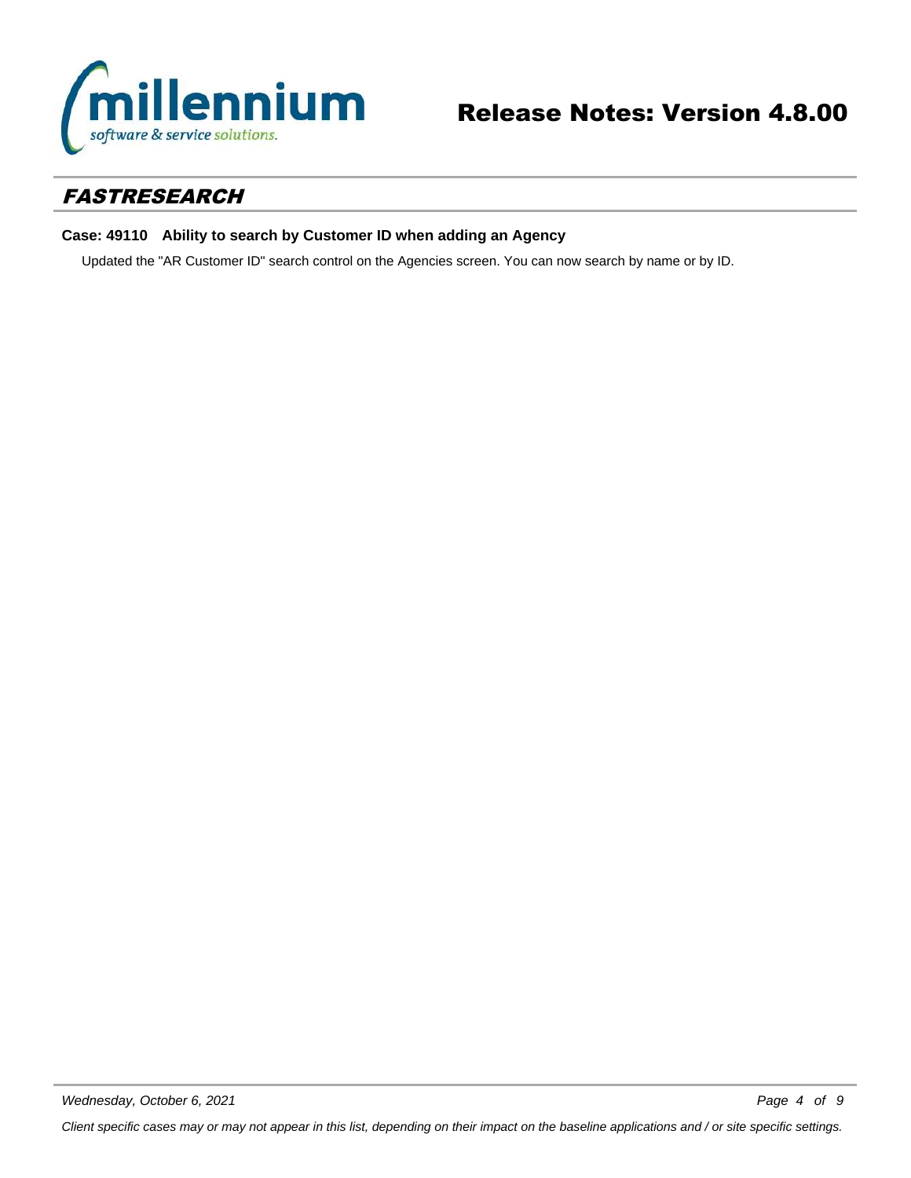## *FASTRESEARCH*

**Case: 49110    Ability to search by Customer ID when adding an Agency**

Updated the "AR Customer ID" search control on the Agencies screen. You can now search by name or by ID.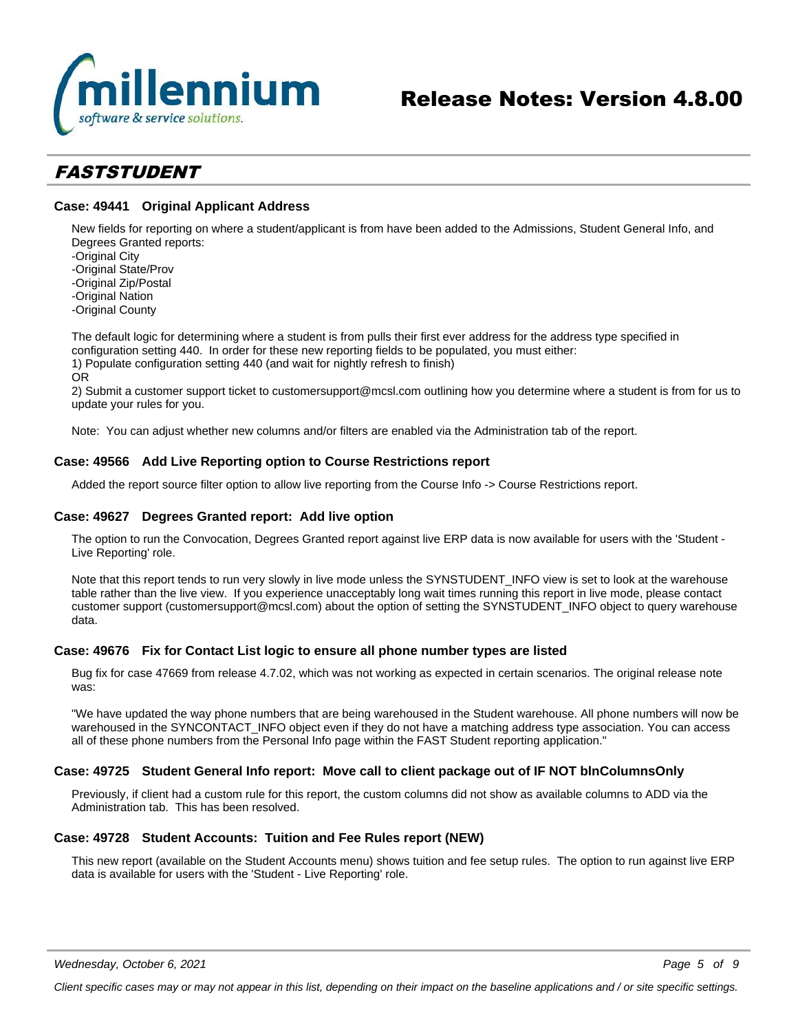# FASTSTUDENT

### Case: 49441 Original Applicant Address

New fields for reporting on where a student/applicant is from have been added to the Admissions, Student General Info, and Degrees Granted reports:
-Original City
-Original State/Prov
-Original Zip/Postal
-Original Nation
-Original County

The default logic for determining where a student is from pulls their first ever address for the address type specified in configuration setting 440. In order for these new reporting fields to be populated, you must either:
1) Populate configuration setting 440 (and wait for nightly refresh to finish)
OR
2) Submit a customer support ticket to customersupport@mcsl.com outlining how you determine where a student is from for us to update your rules for you.

Note: You can adjust whether new columns and/or filters are enabled via the Administration tab of the report.

### Case: 49566 Add Live Reporting option to Course Restrictions report

Added the report source filter option to allow live reporting from the Course Info -> Course Restrictions report.

### Case: 49627 Degrees Granted report: Add live option

The option to run the Convocation, Degrees Granted report against live ERP data is now available for users with the 'Student - Live Reporting' role.

Note that this report tends to run very slowly in live mode unless the SYNSTUDENT_INFO view is set to look at the warehouse table rather than the live view. If you experience unacceptably long wait times running this report in live mode, please contact customer support (customersupport@mcsl.com) about the option of setting the SYNSTUDENT_INFO object to query warehouse data.

### Case: 49676 Fix for Contact List logic to ensure all phone number types are listed

Bug fix for case 47669 from release 4.7.02, which was not working as expected in certain scenarios. The original release note was:

"We have updated the way phone numbers that are being warehoused in the Student warehouse. All phone numbers will now be warehoused in the SYNCONTACT_INFO object even if they do not have a matching address type association. You can access all of these phone numbers from the Personal Info page within the FAST Student reporting application."

### Case: 49725 Student General Info report: Move call to client package out of IF NOT blnColumnsOnly

Previously, if client had a custom rule for this report, the custom columns did not show as available columns to ADD via the Administration tab. This has been resolved.

### Case: 49728 Student Accounts: Tuition and Fee Rules report (NEW)

This new report (available on the Student Accounts menu) shows tuition and fee setup rules. The option to run against live ERP data is available for users with the 'Student - Live Reporting' role.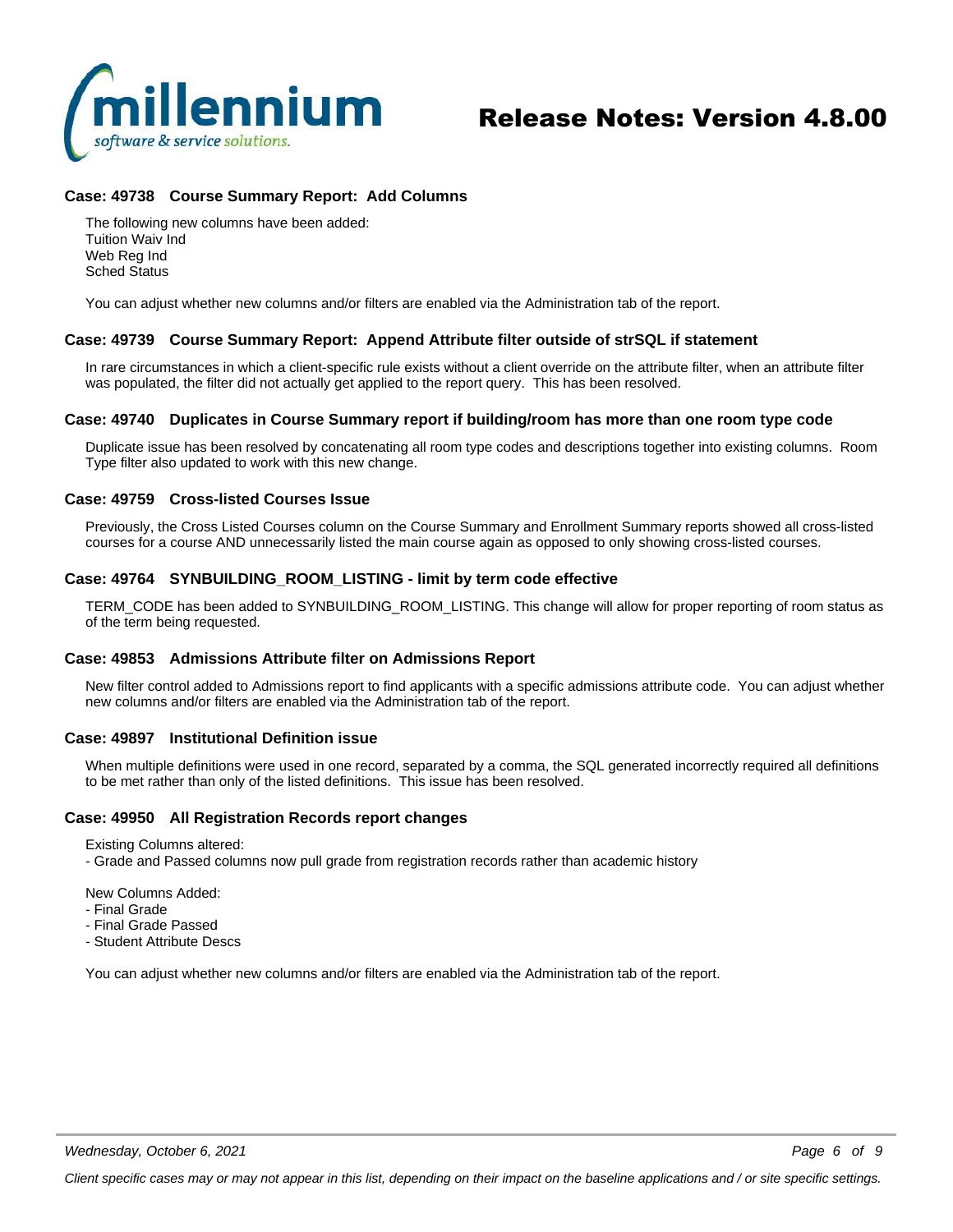### Case: 49738 Course Summary Report: Add Columns

The following new columns have been added:
Tuition Waiv Ind
Web Reg Ind
Sched Status

You can adjust whether new columns and/or filters are enabled via the Administration tab of the report.

### Case: 49739 Course Summary Report: Append Attribute filter outside of strSQL if statement

In rare circumstances in which a client-specific rule exists without a client override on the attribute filter, when an attribute filter was populated, the filter did not actually get applied to the report query. This has been resolved.

### Case: 49740 Duplicates in Course Summary report if building/room has more than one room type code

Duplicate issue has been resolved by concatenating all room type codes and descriptions together into existing columns. Room Type filter also updated to work with this new change.

### Case: 49759 Cross-listed Courses Issue

Previously, the Cross Listed Courses column on the Course Summary and Enrollment Summary reports showed all cross-listed courses for a course AND unnecessarily listed the main course again as opposed to only showing cross-listed courses.

### Case: 49764 SYNBUILDING_ROOM_LISTING - limit by term code effective

TERM_CODE has been added to SYNBUILDING_ROOM_LISTING. This change will allow for proper reporting of room status as of the term being requested.

### Case: 49853 Admissions Attribute filter on Admissions Report

New filter control added to Admissions report to find applicants with a specific admissions attribute code. You can adjust whether new columns and/or filters are enabled via the Administration tab of the report.

### Case: 49897 Institutional Definition issue

When multiple definitions were used in one record, separated by a comma, the SQL generated incorrectly required all definitions to be met rather than only of the listed definitions. This issue has been resolved.

### Case: 49950 All Registration Records report changes

Existing Columns altered:
- Grade and Passed columns now pull grade from registration records rather than academic history

New Columns Added:
- Final Grade
- Final Grade Passed
- Student Attribute Descs

You can adjust whether new columns and/or filters are enabled via the Administration tab of the report.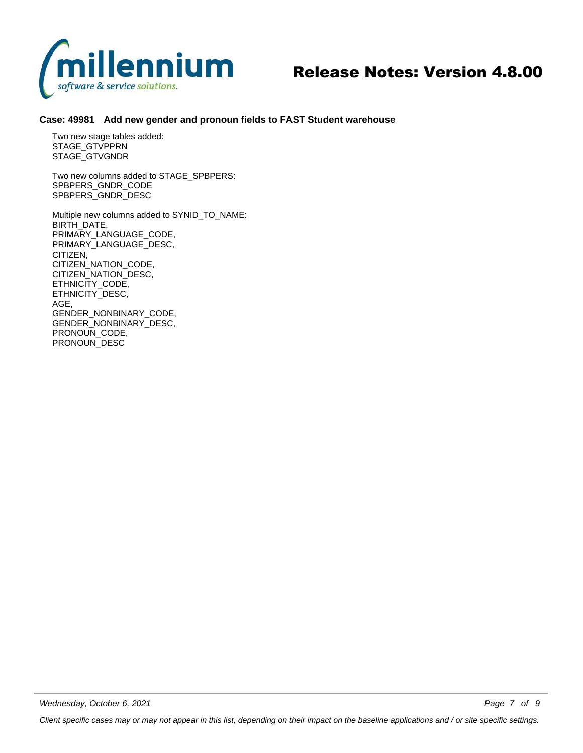### Case: 49981 Add new gender and pronoun fields to FAST Student warehouse

Two new stage tables added:
STAGE_GTVPPRN
STAGE_GTVGNDR

Two new columns added to STAGE_SPBPERS:
SPBPERS_GNDR_CODE
SPBPERS_GNDR_DESC

Multiple new columns added to SYNID_TO_NAME:
BIRTH_DATE,
PRIMARY_LANGUAGE_CODE,
PRIMARY_LANGUAGE_DESC,
CITIZEN,
CITIZEN_NATION_CODE,
CITIZEN_NATION_DESC,
ETHNICITY_CODE,
ETHNICITY_DESC,
AGE,
GENDER_NONBINARY_CODE,
GENDER_NONBINARY_DESC,
PRONOUN_CODE,
PRONOUN_DESC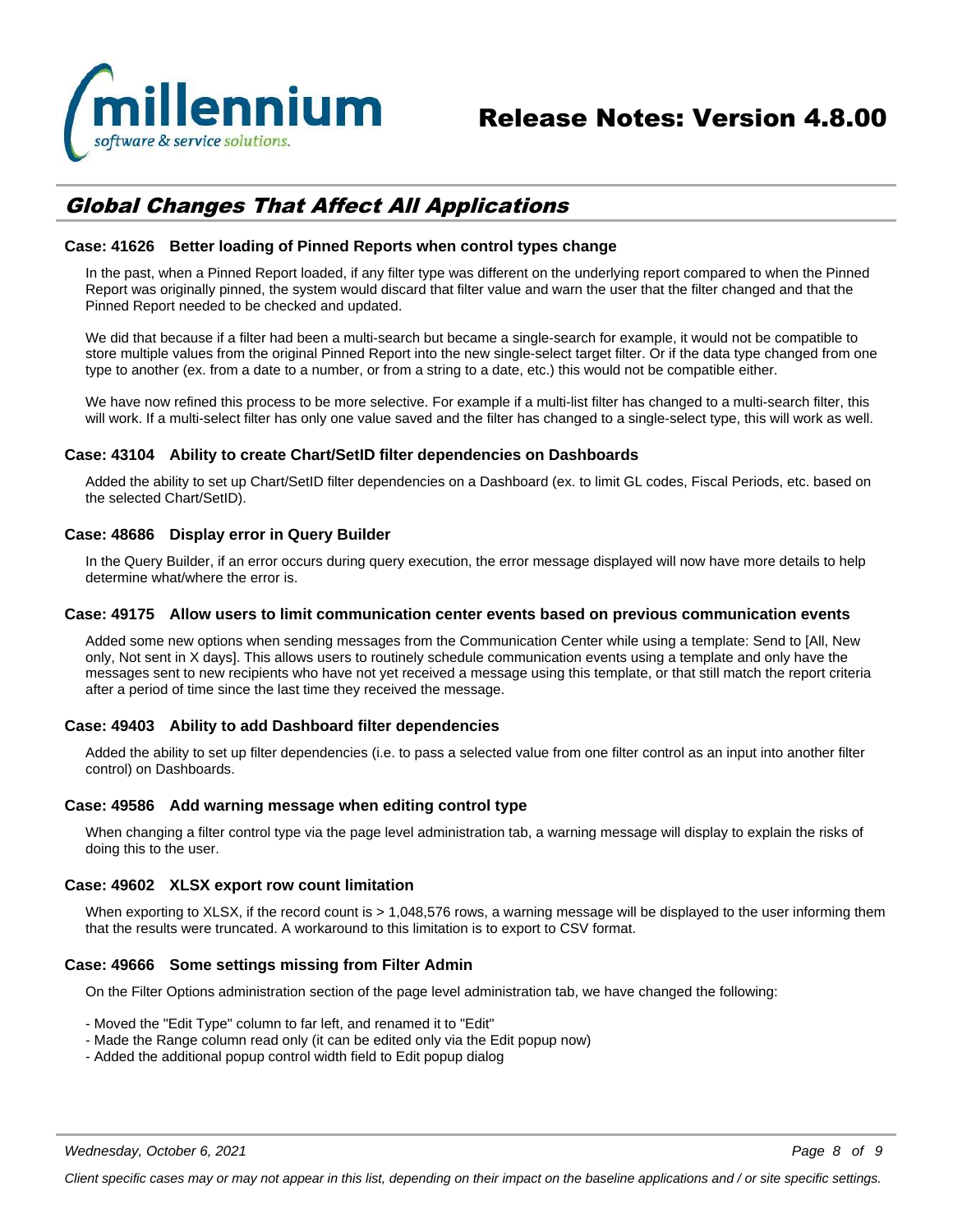## Global Changes That Affect All Applications

### Case: 41626 Better loading of Pinned Reports when control types change

In the past, when a Pinned Report loaded, if any filter type was different on the underlying report compared to when the Pinned Report was originally pinned, the system would discard that filter value and warn the user that the filter changed and that the Pinned Report needed to be checked and updated.

We did that because if a filter had been a multi-search but became a single-search for example, it would not be compatible to store multiple values from the original Pinned Report into the new single-select target filter. Or if the data type changed from one type to another (ex. from a date to a number, or from a string to a date, etc.) this would not be compatible either.

We have now refined this process to be more selective. For example if a multi-list filter has changed to a multi-search filter, this will work. If a multi-select filter has only one value saved and the filter has changed to a single-select type, this will work as well.

### Case: 43104 Ability to create Chart/SetID filter dependencies on Dashboards

Added the ability to set up Chart/SetID filter dependencies on a Dashboard (ex. to limit GL codes, Fiscal Periods, etc. based on the selected Chart/SetID).

### Case: 48686 Display error in Query Builder

In the Query Builder, if an error occurs during query execution, the error message displayed will now have more details to help determine what/where the error is.

### Case: 49175 Allow users to limit communication center events based on previous communication events

Added some new options when sending messages from the Communication Center while using a template: Send to [All, New only, Not sent in X days]. This allows users to routinely schedule communication events using a template and only have the messages sent to new recipients who have not yet received a message using this template, or that still match the report criteria after a period of time since the last time they received the message.

### Case: 49403 Ability to add Dashboard filter dependencies

Added the ability to set up filter dependencies (i.e. to pass a selected value from one filter control as an input into another filter control) on Dashboards.

### Case: 49586 Add warning message when editing control type

When changing a filter control type via the page level administration tab, a warning message will display to explain the risks of doing this to the user.

### Case: 49602 XLSX export row count limitation

When exporting to XLSX, if the record count is > 1,048,576 rows, a warning message will be displayed to the user informing them that the results were truncated. A workaround to this limitation is to export to CSV format.

### Case: 49666 Some settings missing from Filter Admin

On the Filter Options administration section of the page level administration tab, we have changed the following:

- Moved the "Edit Type" column to far left, and renamed it to "Edit"
- Made the Range column read only (it can be edited only via the Edit popup now)
- Added the additional popup control width field to Edit popup dialog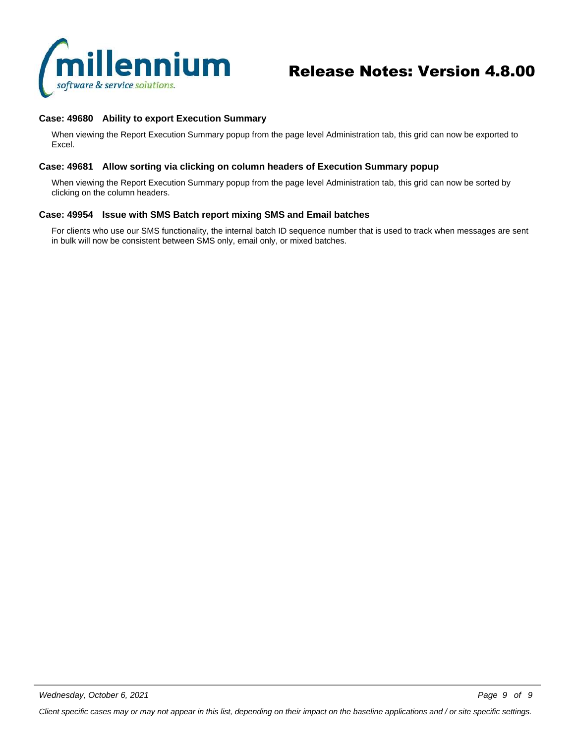### Case: 49680 Ability to export Execution Summary

When viewing the Report Execution Summary popup from the page level Administration tab, this grid can now be exported to Excel.

### Case: 49681 Allow sorting via clicking on column headers of Execution Summary popup

When viewing the Report Execution Summary popup from the page level Administration tab, this grid can now be sorted by clicking on the column headers.

### Case: 49954 Issue with SMS Batch report mixing SMS and Email batches

For clients who use our SMS functionality, the internal batch ID sequence number that is used to track when messages are sent in bulk will now be consistent between SMS only, email only, or mixed batches.